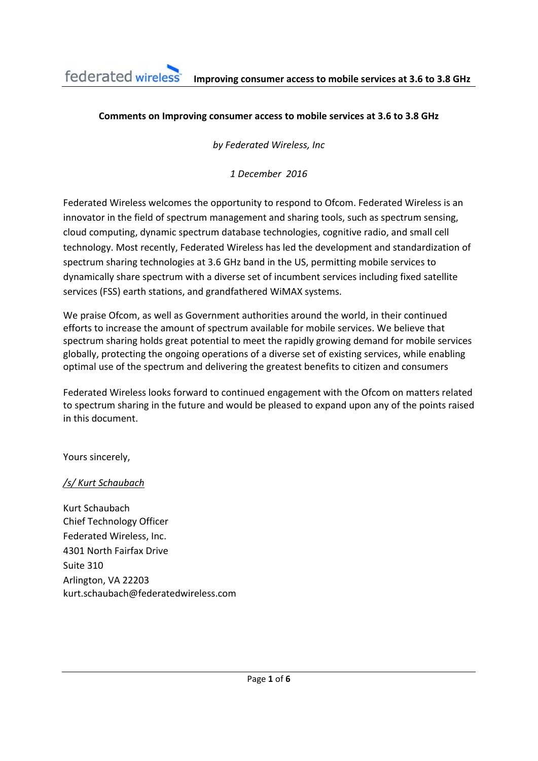**Comments on Improving consumer access to mobile services at 3.6 to 3.8 GHz**

*by Federated Wireless, Inc*

*1 December 2016*

Federated Wireless welcomes the opportunity to respond to Ofcom. Federated Wireless is an innovator in the field of spectrum management and sharing tools, such as spectrum sensing, cloud computing, dynamic spectrum database technologies, cognitive radio, and small cell technology. Most recently, Federated Wireless has led the development and standardization of spectrum sharing technologies at 3.6 GHz band in the US, permitting mobile services to dynamically share spectrum with a diverse set of incumbent services including fixed satellite services (FSS) earth stations, and grandfathered WiMAX systems.

We praise Ofcom, as well as Government authorities around the world, in their continued efforts to increase the amount of spectrum available for mobile services. We believe that spectrum sharing holds great potential to meet the rapidly growing demand for mobile services globally, protecting the ongoing operations of a diverse set of existing services, while enabling optimal use of the spectrum and delivering the greatest benefits to citizen and consumers

Federated Wireless looks forward to continued engagement with the Ofcom on matters related to spectrum sharing in the future and would be pleased to expand upon any of the points raised in this document.

Yours sincerely,

*/s/ Kurt Schaubach*

Kurt Schaubach
Chief Technology Officer
Federated Wireless, Inc.
4301 North Fairfax Drive
Suite 310
Arlington, VA 22203
kurt.schaubach@federatedwireless.com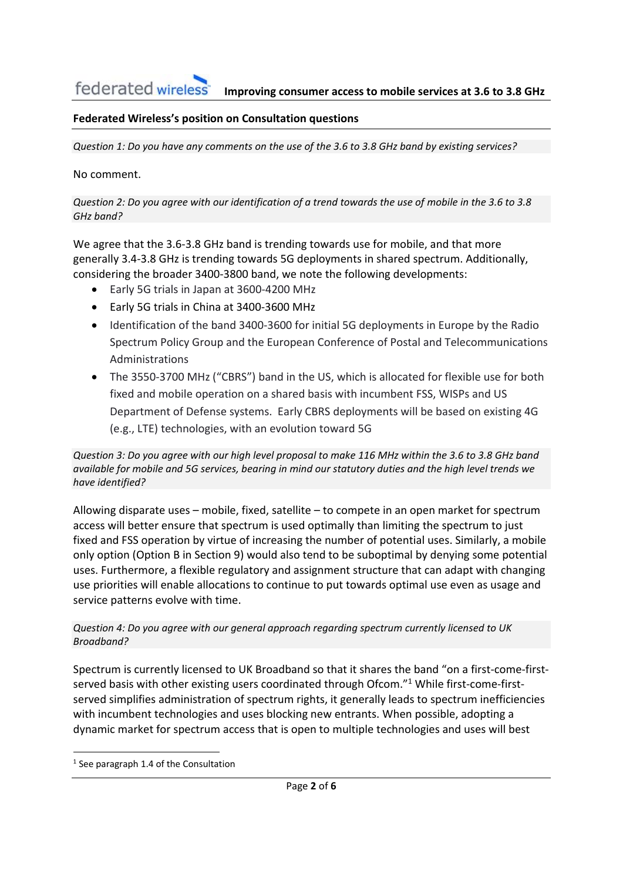**Federated Wireless's position on Consultation questions**

*Question 1: Do you have any comments on the use of the 3.6 to 3.8 GHz band by existing services?*

No comment.

*Question 2: Do you agree with our identification of a trend towards the use of mobile in the 3.6 to 3.8 GHz band?*

We agree that the 3.6-3.8 GHz band is trending towards use for mobile, and that more generally 3.4-3.8 GHz is trending towards 5G deployments in shared spectrum. Additionally, considering the broader 3400-3800 band, we note the following developments:

- Early 5G trials in Japan at 3600-4200 MHz
- Early 5G trials in China at 3400-3600 MHz
- Identification of the band 3400-3600 for initial 5G deployments in Europe by the Radio Spectrum Policy Group and the European Conference of Postal and Telecommunications Administrations
- The 3550-3700 MHz ("CBRS") band in the US, which is allocated for flexible use for both fixed and mobile operation on a shared basis with incumbent FSS, WISPs and US Department of Defense systems. Early CBRS deployments will be based on existing 4G (e.g., LTE) technologies, with an evolution toward 5G

*Question 3: Do you agree with our high level proposal to make 116 MHz within the 3.6 to 3.8 GHz band available for mobile and 5G services, bearing in mind our statutory duties and the high level trends we have identified?*

Allowing disparate uses – mobile, fixed, satellite – to compete in an open market for spectrum access will better ensure that spectrum is used optimally than limiting the spectrum to just fixed and FSS operation by virtue of increasing the number of potential uses. Similarly, a mobile only option (Option B in Section 9) would also tend to be suboptimal by denying some potential uses. Furthermore, a flexible regulatory and assignment structure that can adapt with changing use priorities will enable allocations to continue to put towards optimal use even as usage and service patterns evolve with time.

*Question 4: Do you agree with our general approach regarding spectrum currently licensed to UK Broadband?*

Spectrum is currently licensed to UK Broadband so that it shares the band "on a first-come-first-served basis with other existing users coordinated through Ofcom."[1] While first-come-first-served simplifies administration of spectrum rights, it generally leads to spectrum inefficiencies with incumbent technologies and uses blocking new entrants. When possible, adopting a dynamic market for spectrum access that is open to multiple technologies and uses will best

[1] See paragraph 1.4 of the Consultation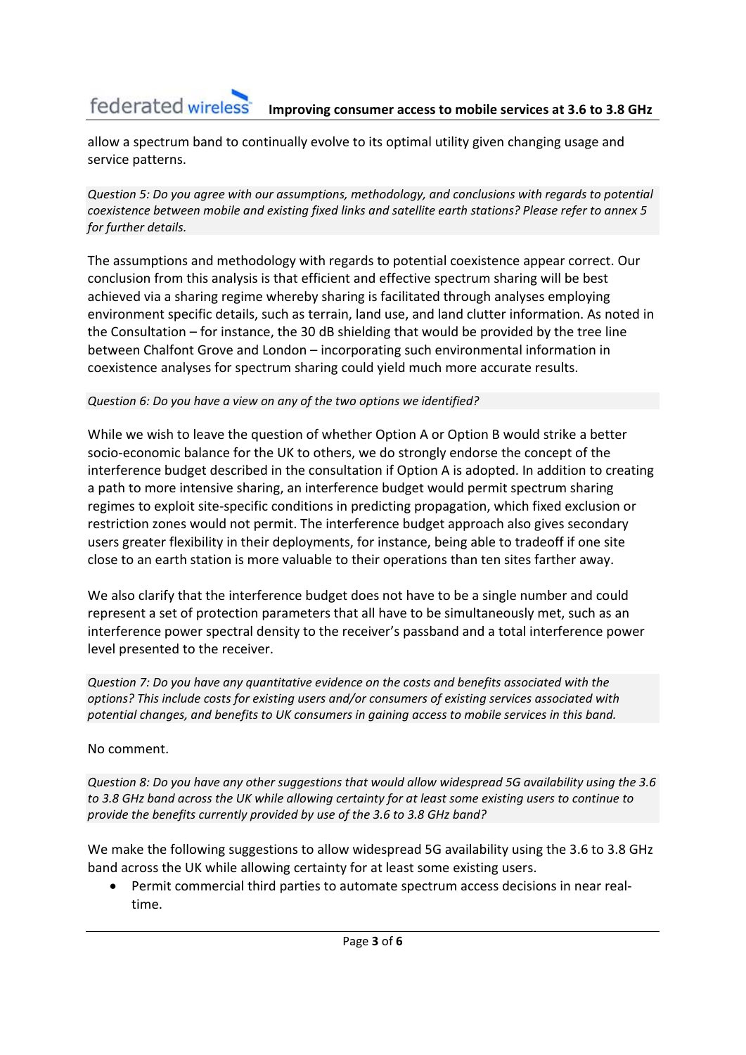allow a spectrum band to continually evolve to its optimal utility given changing usage and service patterns.

*Question 5: Do you agree with our assumptions, methodology, and conclusions with regards to potential coexistence between mobile and existing fixed links and satellite earth stations? Please refer to annex 5 for further details.*

The assumptions and methodology with regards to potential coexistence appear correct. Our conclusion from this analysis is that efficient and effective spectrum sharing will be best achieved via a sharing regime whereby sharing is facilitated through analyses employing environment specific details, such as terrain, land use, and land clutter information. As noted in the Consultation – for instance, the 30 dB shielding that would be provided by the tree line between Chalfont Grove and London – incorporating such environmental information in coexistence analyses for spectrum sharing could yield much more accurate results.

*Question 6: Do you have a view on any of the two options we identified?*

While we wish to leave the question of whether Option A or Option B would strike a better socio-economic balance for the UK to others, we do strongly endorse the concept of the interference budget described in the consultation if Option A is adopted. In addition to creating a path to more intensive sharing, an interference budget would permit spectrum sharing regimes to exploit site-specific conditions in predicting propagation, which fixed exclusion or restriction zones would not permit. The interference budget approach also gives secondary users greater flexibility in their deployments, for instance, being able to tradeoff if one site close to an earth station is more valuable to their operations than ten sites farther away.

We also clarify that the interference budget does not have to be a single number and could represent a set of protection parameters that all have to be simultaneously met, such as an interference power spectral density to the receiver's passband and a total interference power level presented to the receiver.

*Question 7: Do you have any quantitative evidence on the costs and benefits associated with the options? This include costs for existing users and/or consumers of existing services associated with potential changes, and benefits to UK consumers in gaining access to mobile services in this band.*

No comment.

*Question 8: Do you have any other suggestions that would allow widespread 5G availability using the 3.6 to 3.8 GHz band across the UK while allowing certainty for at least some existing users to continue to provide the benefits currently provided by use of the 3.6 to 3.8 GHz band?*

We make the following suggestions to allow widespread 5G availability using the 3.6 to 3.8 GHz band across the UK while allowing certainty for at least some existing users.

- Permit commercial third parties to automate spectrum access decisions in near real-time.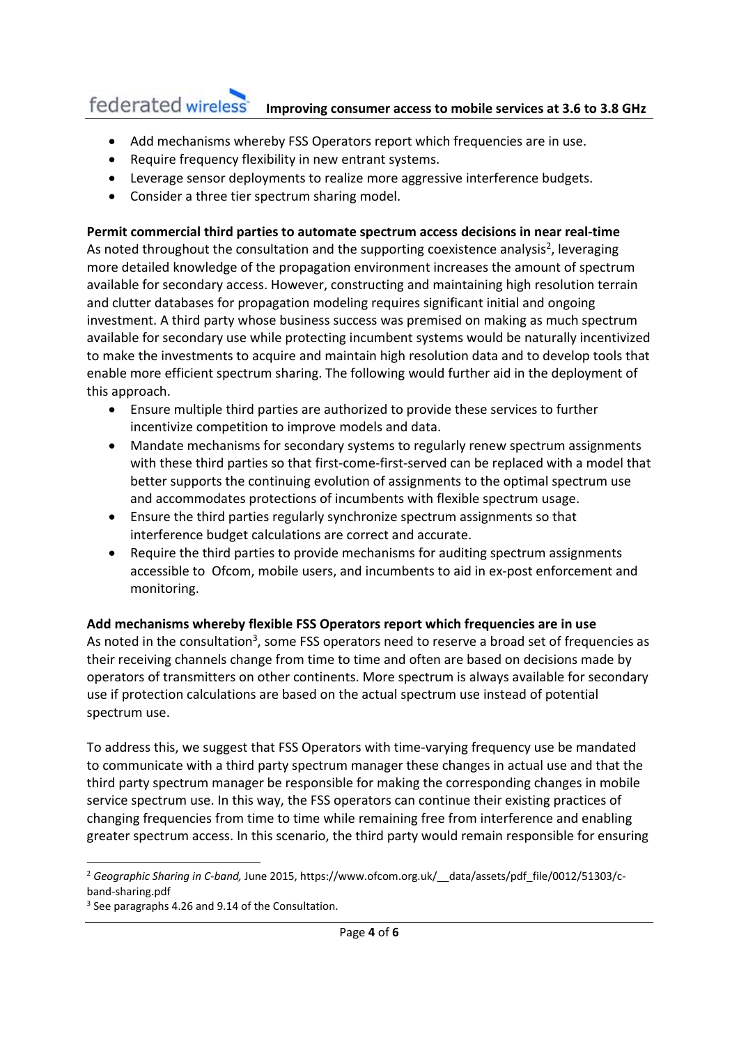- Add mechanisms whereby FSS Operators report which frequencies are in use.
- Require frequency flexibility in new entrant systems.
- Leverage sensor deployments to realize more aggressive interference budgets.
- Consider a three tier spectrum sharing model.

**Permit commercial third parties to automate spectrum access decisions in near real-time**

As noted throughout the consultation and the supporting coexistence analysis[2], leveraging more detailed knowledge of the propagation environment increases the amount of spectrum available for secondary access. However, constructing and maintaining high resolution terrain and clutter databases for propagation modeling requires significant initial and ongoing investment. A third party whose business success was premised on making as much spectrum available for secondary use while protecting incumbent systems would be naturally incentivized to make the investments to acquire and maintain high resolution data and to develop tools that enable more efficient spectrum sharing. The following would further aid in the deployment of this approach.

- Ensure multiple third parties are authorized to provide these services to further incentivize competition to improve models and data.
- Mandate mechanisms for secondary systems to regularly renew spectrum assignments with these third parties so that first-come-first-served can be replaced with a model that better supports the continuing evolution of assignments to the optimal spectrum use and accommodates protections of incumbents with flexible spectrum usage.
- Ensure the third parties regularly synchronize spectrum assignments so that interference budget calculations are correct and accurate.
- Require the third parties to provide mechanisms for auditing spectrum assignments accessible to Ofcom, mobile users, and incumbents to aid in ex-post enforcement and monitoring.

**Add mechanisms whereby flexible FSS Operators report which frequencies are in use**

As noted in the consultation[3], some FSS operators need to reserve a broad set of frequencies as their receiving channels change from time to time and often are based on decisions made by operators of transmitters on other continents. More spectrum is always available for secondary use if protection calculations are based on the actual spectrum use instead of potential spectrum use.

To address this, we suggest that FSS Operators with time-varying frequency use be mandated to communicate with a third party spectrum manager these changes in actual use and that the third party spectrum manager be responsible for making the corresponding changes in mobile service spectrum use. In this way, the FSS operators can continue their existing practices of changing frequencies from time to time while remaining free from interference and enabling greater spectrum access. In this scenario, the third party would remain responsible for ensuring

---

[2] *Geographic Sharing in C-band,* June 2015, https://www.ofcom.org.uk/__data/assets/pdf_file/0012/51303/c-band-sharing.pdf

[3] See paragraphs 4.26 and 9.14 of the Consultation.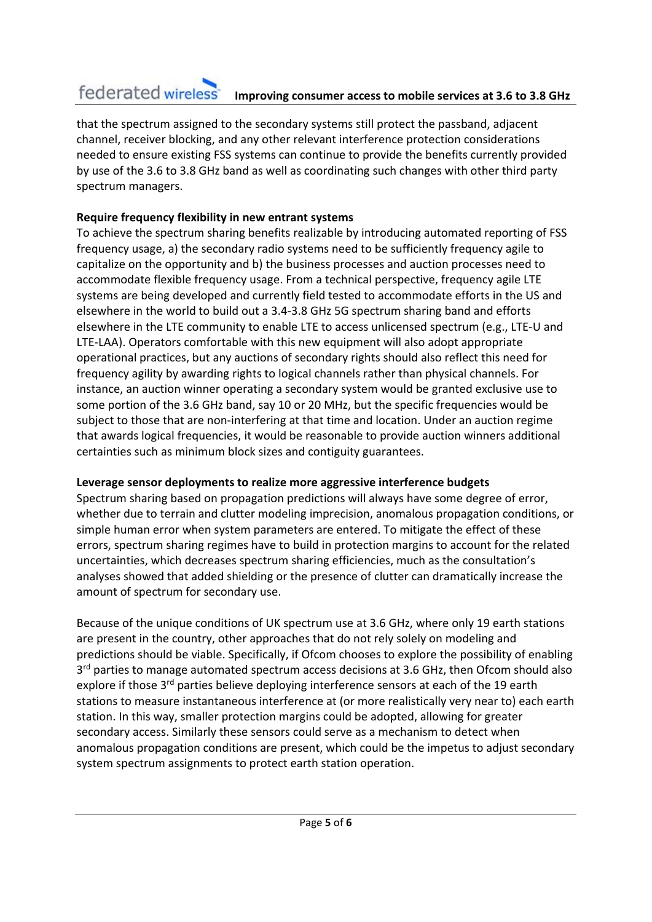that the spectrum assigned to the secondary systems still protect the passband, adjacent channel, receiver blocking, and any other relevant interference protection considerations needed to ensure existing FSS systems can continue to provide the benefits currently provided by use of the 3.6 to 3.8 GHz band as well as coordinating such changes with other third party spectrum managers.

**Require frequency flexibility in new entrant systems**

To achieve the spectrum sharing benefits realizable by introducing automated reporting of FSS frequency usage, a) the secondary radio systems need to be sufficiently frequency agile to capitalize on the opportunity and b) the business processes and auction processes need to accommodate flexible frequency usage. From a technical perspective, frequency agile LTE systems are being developed and currently field tested to accommodate efforts in the US and elsewhere in the world to build out a 3.4-3.8 GHz 5G spectrum sharing band and efforts elsewhere in the LTE community to enable LTE to access unlicensed spectrum (e.g., LTE-U and LTE-LAA). Operators comfortable with this new equipment will also adopt appropriate operational practices, but any auctions of secondary rights should also reflect this need for frequency agility by awarding rights to logical channels rather than physical channels. For instance, an auction winner operating a secondary system would be granted exclusive use to some portion of the 3.6 GHz band, say 10 or 20 MHz, but the specific frequencies would be subject to those that are non-interfering at that time and location. Under an auction regime that awards logical frequencies, it would be reasonable to provide auction winners additional certainties such as minimum block sizes and contiguity guarantees.

**Leverage sensor deployments to realize more aggressive interference budgets**

Spectrum sharing based on propagation predictions will always have some degree of error, whether due to terrain and clutter modeling imprecision, anomalous propagation conditions, or simple human error when system parameters are entered. To mitigate the effect of these errors, spectrum sharing regimes have to build in protection margins to account for the related uncertainties, which decreases spectrum sharing efficiencies, much as the consultation's analyses showed that added shielding or the presence of clutter can dramatically increase the amount of spectrum for secondary use.

Because of the unique conditions of UK spectrum use at 3.6 GHz, where only 19 earth stations are present in the country, other approaches that do not rely solely on modeling and predictions should be viable. Specifically, if Ofcom chooses to explore the possibility of enabling 3rd parties to manage automated spectrum access decisions at 3.6 GHz, then Ofcom should also explore if those 3rd parties believe deploying interference sensors at each of the 19 earth stations to measure instantaneous interference at (or more realistically very near to) each earth station. In this way, smaller protection margins could be adopted, allowing for greater secondary access. Similarly these sensors could serve as a mechanism to detect when anomalous propagation conditions are present, which could be the impetus to adjust secondary system spectrum assignments to protect earth station operation.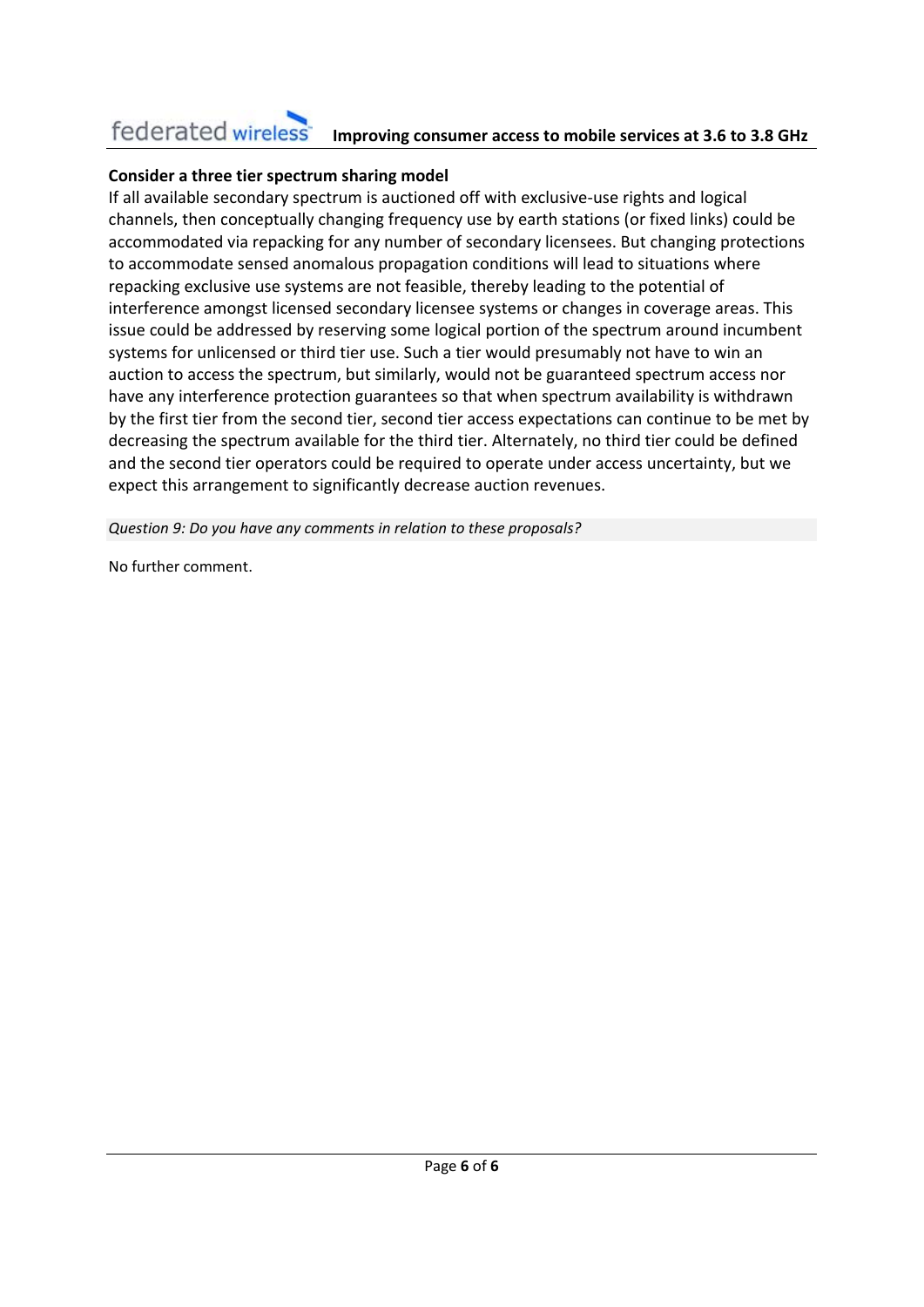**Consider a three tier spectrum sharing model**

If all available secondary spectrum is auctioned off with exclusive-use rights and logical channels, then conceptually changing frequency use by earth stations (or fixed links) could be accommodated via repacking for any number of secondary licensees. But changing protections to accommodate sensed anomalous propagation conditions will lead to situations where repacking exclusive use systems are not feasible, thereby leading to the potential of interference amongst licensed secondary licensee systems or changes in coverage areas. This issue could be addressed by reserving some logical portion of the spectrum around incumbent systems for unlicensed or third tier use. Such a tier would presumably not have to win an auction to access the spectrum, but similarly, would not be guaranteed spectrum access nor have any interference protection guarantees so that when spectrum availability is withdrawn by the first tier from the second tier, second tier access expectations can continue to be met by decreasing the spectrum available for the third tier. Alternately, no third tier could be defined and the second tier operators could be required to operate under access uncertainty, but we expect this arrangement to significantly decrease auction revenues.

*Question 9: Do you have any comments in relation to these proposals?*

No further comment.